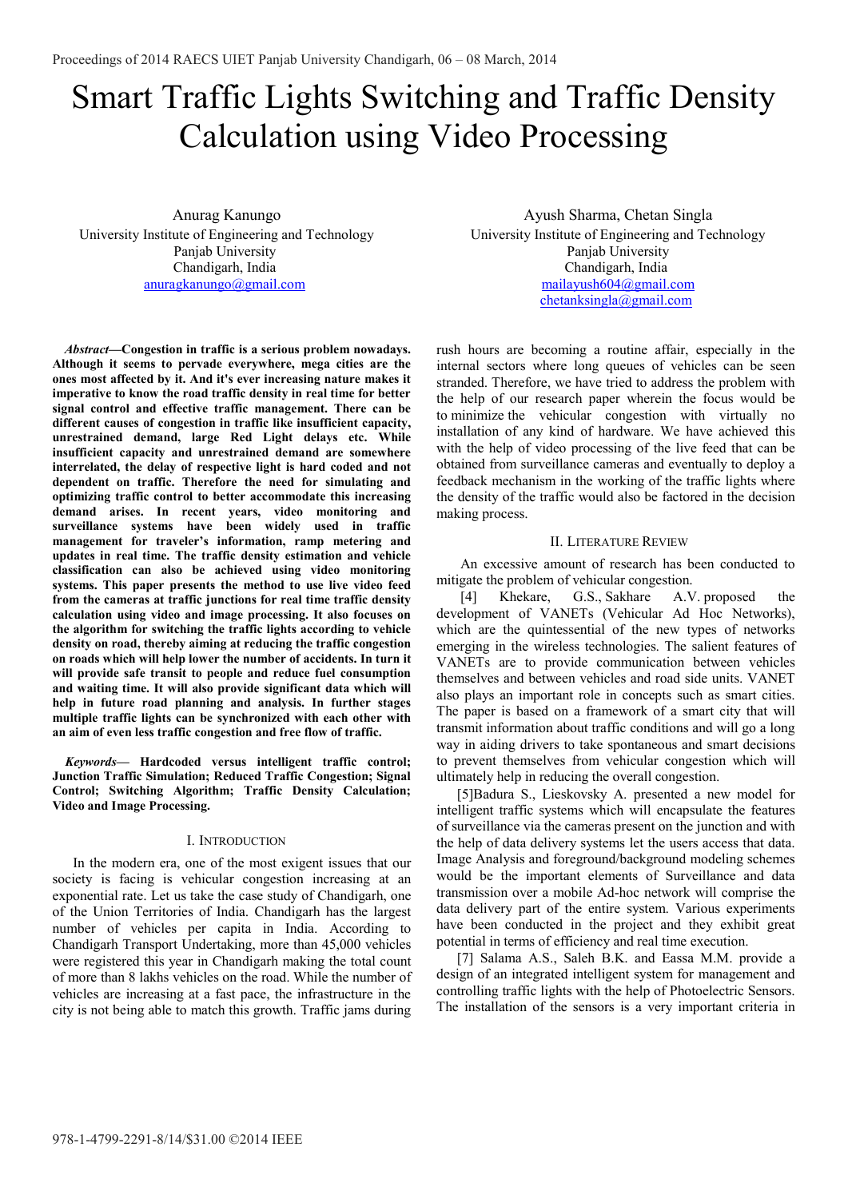# Smart Traffic Lights Switching and Traffic Density Calculation using Video Processing

Anurag Kanungo
University Institute of Engineering and Technology
Panjab University
Chandigarh, India
anuragkanungo@gmail.com

Ayush Sharma, Chetan Singla
University Institute of Engineering and Technology
Panjab University
Chandigarh, India
mailayush604@gmail.com
chetanksingla@gmail.com

***Abstract*—Congestion in traffic is a serious problem nowadays. Although it seems to pervade everywhere, mega cities are the ones most affected by it. And it's ever increasing nature makes it imperative to know the road traffic density in real time for better signal control and effective traffic management. There can be different causes of congestion in traffic like insufficient capacity, unrestrained demand, large Red Light delays etc. While insufficient capacity and unrestrained demand are somewhere interrelated, the delay of respective light is hard coded and not dependent on traffic. Therefore the need for simulating and optimizing traffic control to better accommodate this increasing demand arises. In recent years, video monitoring and surveillance systems have been widely used in traffic management for traveler's information, ramp metering and updates in real time. The traffic density estimation and vehicle classification can also be achieved using video monitoring systems. This paper presents the method to use live video feed from the cameras at traffic junctions for real time traffic density calculation using video and image processing. It also focuses on the algorithm for switching the traffic lights according to vehicle density on road, thereby aiming at reducing the traffic congestion on roads which will help lower the number of accidents. In turn it will provide safe transit to people and reduce fuel consumption and waiting time. It will also provide significant data which will help in future road planning and analysis. In further stages multiple traffic lights can be synchronized with each other with an aim of even less traffic congestion and free flow of traffic.**

***Keywords*— Hardcoded versus intelligent traffic control; Junction Traffic Simulation; Reduced Traffic Congestion; Signal Control; Switching Algorithm; Traffic Density Calculation; Video and Image Processing.**

## I. Introduction

In the modern era, one of the most exigent issues that our society is facing is vehicular congestion increasing at an exponential rate. Let us take the case study of Chandigarh, one of the Union Territories of India. Chandigarh has the largest number of vehicles per capita in India. According to Chandigarh Transport Undertaking, more than 45,000 vehicles were registered this year in Chandigarh making the total count of more than 8 lakhs vehicles on the road. While the number of vehicles are increasing at a fast pace, the infrastructure in the city is not being able to match this growth. Traffic jams during rush hours are becoming a routine affair, especially in the internal sectors where long queues of vehicles can be seen stranded. Therefore, we have tried to address the problem with the help of our research paper wherein the focus would be to minimize the vehicular congestion with virtually no installation of any kind of hardware. We have achieved this with the help of video processing of the live feed that can be obtained from surveillance cameras and eventually to deploy a feedback mechanism in the working of the traffic lights where the density of the traffic would also be factored in the decision making process.

## II. Literature Review

An excessive amount of research has been conducted to mitigate the problem of vehicular congestion.

[4] Khekare, G.S., Sakhare A.V. proposed the development of VANETs (Vehicular Ad Hoc Networks), which are the quintessential of the new types of networks emerging in the wireless technologies. The salient features of VANETs are to provide communication between vehicles themselves and between vehicles and road side units. VANET also plays an important role in concepts such as smart cities. The paper is based on a framework of a smart city that will transmit information about traffic conditions and will go a long way in aiding drivers to take spontaneous and smart decisions to prevent themselves from vehicular congestion which will ultimately help in reducing the overall congestion.

[5]Badura S., Lieskovsky A. presented a new model for intelligent traffic systems which will encapsulate the features of surveillance via the cameras present on the junction and with the help of data delivery systems let the users access that data. Image Analysis and foreground/background modeling schemes would be the important elements of Surveillance and data transmission over a mobile Ad-hoc network will comprise the data delivery part of the entire system. Various experiments have been conducted in the project and they exhibit great potential in terms of efficiency and real time execution.

[7] Salama A.S., Saleh B.K. and Eassa M.M. provide a design of an integrated intelligent system for management and controlling traffic lights with the help of Photoelectric Sensors. The installation of the sensors is a very important criteria in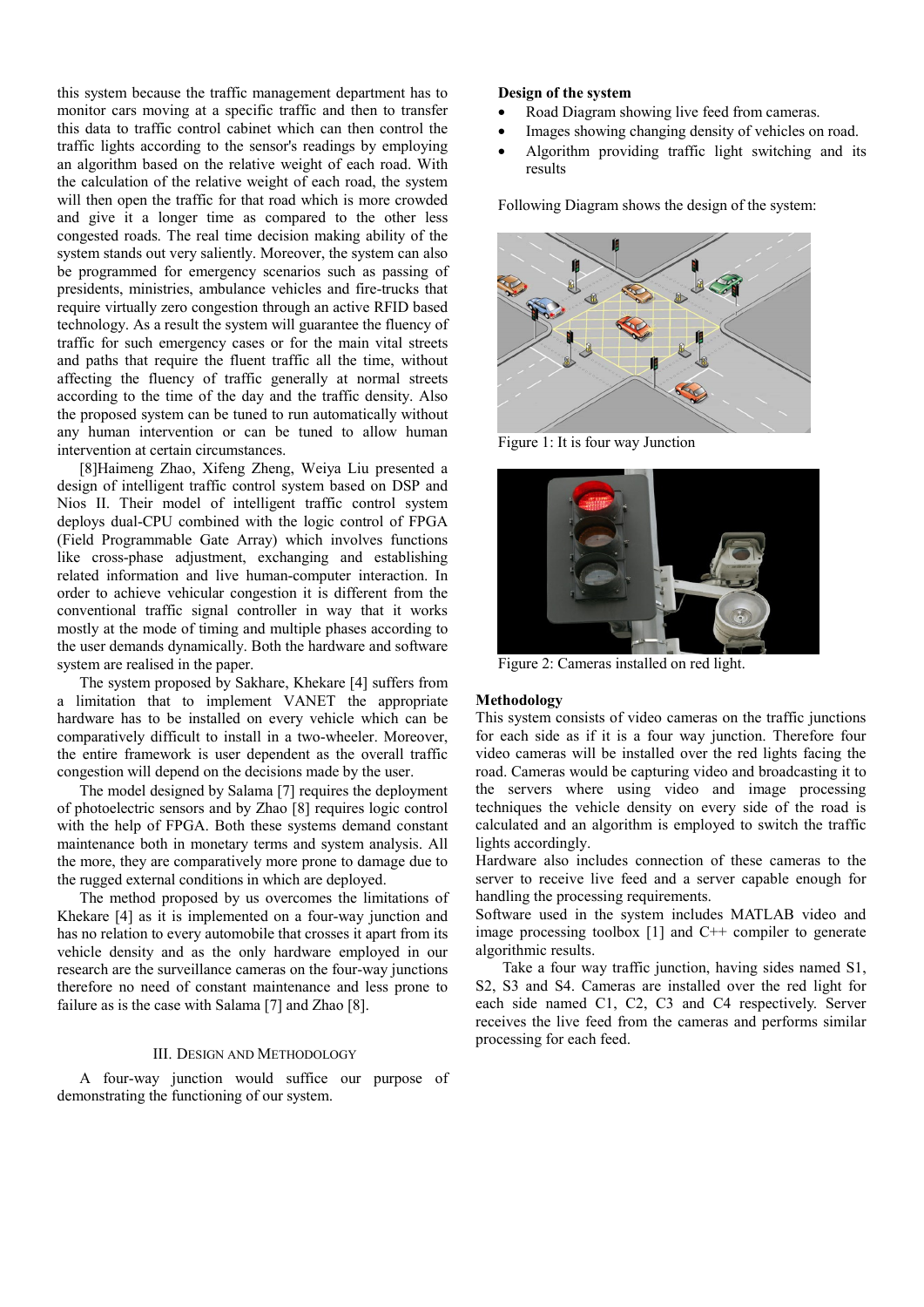this system because the traffic management department has to monitor cars moving at a specific traffic and then to transfer this data to traffic control cabinet which can then control the traffic lights according to the sensor's readings by employing an algorithm based on the relative weight of each road. With the calculation of the relative weight of each road, the system will then open the traffic for that road which is more crowded and give it a longer time as compared to the other less congested roads. The real time decision making ability of the system stands out very saliently. Moreover, the system can also be programmed for emergency scenarios such as passing of presidents, ministries, ambulance vehicles and fire-trucks that require virtually zero congestion through an active RFID based technology. As a result the system will guarantee the fluency of traffic for such emergency cases or for the main vital streets and paths that require the fluent traffic all the time, without affecting the fluency of traffic generally at normal streets according to the time of the day and the traffic density. Also the proposed system can be tuned to run automatically without any human intervention or can be tuned to allow human intervention at certain circumstances.

[8]Haimeng Zhao, Xifeng Zheng, Weiya Liu presented a design of intelligent traffic control system based on DSP and Nios II. Their model of intelligent traffic control system deploys dual-CPU combined with the logic control of FPGA (Field Programmable Gate Array) which involves functions like cross-phase adjustment, exchanging and establishing related information and live human-computer interaction. In order to achieve vehicular congestion it is different from the conventional traffic signal controller in way that it works mostly at the mode of timing and multiple phases according to the user demands dynamically. Both the hardware and software system are realised in the paper.

The system proposed by Sakhare, Khekare [4] suffers from a limitation that to implement VANET the appropriate hardware has to be installed on every vehicle which can be comparatively difficult to install in a two-wheeler. Moreover, the entire framework is user dependent as the overall traffic congestion will depend on the decisions made by the user.

The model designed by Salama [7] requires the deployment of photoelectric sensors and by Zhao [8] requires logic control with the help of FPGA. Both these systems demand constant maintenance both in monetary terms and system analysis. All the more, they are comparatively more prone to damage due to the rugged external conditions in which are deployed.

The method proposed by us overcomes the limitations of Khekare [4] as it is implemented on a four-way junction and has no relation to every automobile that crosses it apart from its vehicle density and as the only hardware employed in our research are the surveillance cameras on the four-way junctions therefore no need of constant maintenance and less prone to failure as is the case with Salama [7] and Zhao [8].

## III. Design and Methodology

A four-way junction would suffice our purpose of demonstrating the functioning of our system.

**Design of the system**

- Road Diagram showing live feed from cameras.
- Images showing changing density of vehicles on road.
- Algorithm providing traffic light switching and its results

Following Diagram shows the design of the system:

Figure 1: It is four way Junction

Figure 2: Cameras installed on red light.

**Methodology**

This system consists of video cameras on the traffic junctions for each side as if it is a four way junction. Therefore four video cameras will be installed over the red lights facing the road. Cameras would be capturing video and broadcasting it to the servers where using video and image processing techniques the vehicle density on every side of the road is calculated and an algorithm is employed to switch the traffic lights accordingly.

Hardware also includes connection of these cameras to the server to receive live feed and a server capable enough for handling the processing requirements.

Software used in the system includes MATLAB video and image processing toolbox [1] and C++ compiler to generate algorithmic results.

Take a four way traffic junction, having sides named S1, S2, S3 and S4. Cameras are installed over the red light for each side named C1, C2, C3 and C4 respectively. Server receives the live feed from the cameras and performs similar processing for each feed.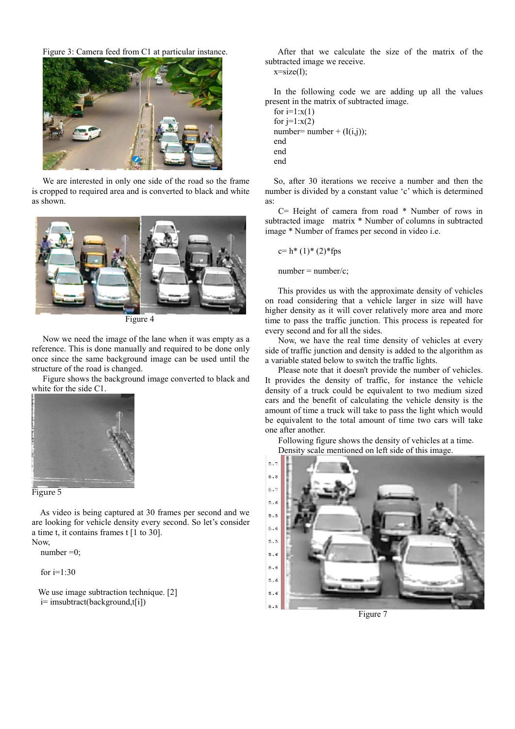Figure 3: Camera feed from C1 at particular instance.

We are interested in only one side of the road so the frame is cropped to required area and is converted to black and white as shown.

Figure 4

Now we need the image of the lane when it was empty as a reference. This is done manually and required to be done only once since the same background image can be used until the structure of the road is changed.

Figure shows the background image converted to black and white for the side C1.

Figure 5

As video is being captured at 30 frames per second and we are looking for vehicle density every second. So let's consider a time t, it contains frames t [1 to 30].

Now,

```
number =0;

for i=1:30
```

We use image subtraction technique. [2]

```
i= imsubtract(background,t[i])
```

After that we calculate the size of the matrix of the subtracted image we receive.

```
x=size(I);
```

In the following code we are adding up all the values present in the matrix of subtracted image.

```
for i=1:x(1)
for j=1:x(2)
number= number + (I(i,j));
end
end
end
```

So, after 30 iterations we receive a number and then the number is divided by a constant value 'c' which is determined as:

C= Height of camera from road * Number of rows in subtracted image matrix * Number of columns in subtracted image * Number of frames per second in video i.e.

```
c= h* (1)* (2)*fps

number = number/c;
```

This provides us with the approximate density of vehicles on road considering that a vehicle larger in size will have higher density as it will cover relatively more area and more time to pass the traffic junction. This process is repeated for every second and for all the sides.

Now, we have the real time density of vehicles at every side of traffic junction and density is added to the algorithm as a variable stated below to switch the traffic lights.

Please note that it doesn't provide the number of vehicles. It provides the density of traffic, for instance the vehicle density of a truck could be equivalent to two medium sized cars and the benefit of calculating the vehicle density is the amount of time a truck will take to pass the light which would be equivalent to the total amount of time two cars will take one after another.

Following figure shows the density of vehicles at a time. Density scale mentioned on left side of this image.

5.7
5.8
5.7
5.6
5.5
5.6
5.5
5.6
5.6
5.6
5.6
5.5

Figure 7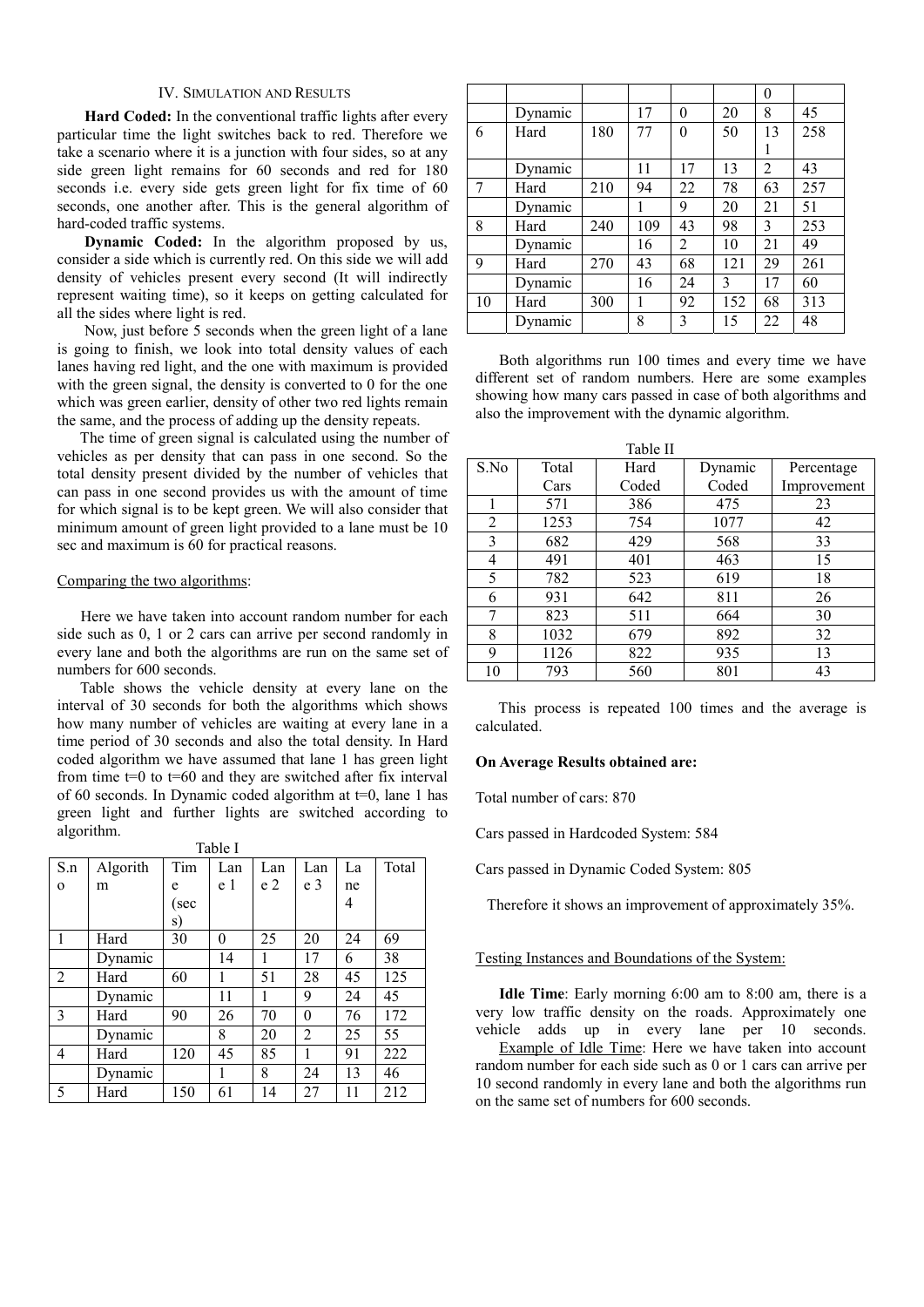## IV. Simulation and Results

**Hard Coded:** In the conventional traffic lights after every particular time the light switches back to red. Therefore we take a scenario where it is a junction with four sides, so at any side green light remains for 60 seconds and red for 180 seconds i.e. every side gets green light for fix time of 60 seconds, one another after. This is the general algorithm of hard-coded traffic systems.

**Dynamic Coded:** In the algorithm proposed by us, consider a side which is currently red. On this side we will add density of vehicles present every second (It will indirectly represent waiting time), so it keeps on getting calculated for all the sides where light is red.

Now, just before 5 seconds when the green light of a lane is going to finish, we look into total density values of each lanes having red light, and the one with maximum is provided with the green signal, the density is converted to 0 for the one which was green earlier, density of other two red lights remain the same, and the process of adding up the density repeats.

The time of green signal is calculated using the number of vehicles as per density that can pass in one second. So the total density present divided by the number of vehicles that can pass in one second provides us with the amount of time for which signal is to be kept green. We will also consider that minimum amount of green light provided to a lane must be 10 sec and maximum is 60 for practical reasons.

Comparing the two algorithms:

Here we have taken into account random number for each side such as 0, 1 or 2 cars can arrive per second randomly in every lane and both the algorithms are run on the same set of numbers for 600 seconds.

Table shows the vehicle density at every lane on the interval of 30 seconds for both the algorithms which shows how many number of vehicles are waiting at every lane in a time period of 30 seconds and also the total density. In Hard coded algorithm we have assumed that lane 1 has green light from time t=0 to t=60 and they are switched after fix interval of 60 seconds. In Dynamic coded algorithm at t=0, lane 1 has green light and further lights are switched according to algorithm.

Table I

| S.no | Algorithm | Time (secs) | Lane 1 | Lane 2 | Lane 3 | Lane 4 | Total |
|---|---|---|---|---|---|---|---|
| 1 | Hard | 30 | 0 | 25 | 20 | 24 | 69 |
| | Dynamic | | 14 | 1 | 17 | 6 | 38 |
| 2 | Hard | 60 | 1 | 51 | 28 | 45 | 125 |
| | Dynamic | | 11 | 1 | 9 | 24 | 45 |
| 3 | Hard | 90 | 26 | 70 | 0 | 76 | 172 |
| | Dynamic | | 8 | 20 | 2 | 25 | 55 |
| 4 | Hard | 120 | 45 | 85 | 1 | 91 | 222 |
| | Dynamic | | 1 | 8 | 24 | 13 | 46 |
| 5 | Hard | 150 | 61 | 14 | 27 | 110 | 212 |
| | Dynamic | | 17 | 0 | 20 | 8 | 45 |
| 6 | Hard | 180 | 77 | 0 | 50 | 131 | 258 |
| | Dynamic | | 11 | 17 | 13 | 2 | 43 |
| 7 | Hard | 210 | 94 | 22 | 78 | 63 | 257 |
| | Dynamic | | 1 | 9 | 20 | 21 | 51 |
| 8 | Hard | 240 | 109 | 43 | 98 | 3 | 253 |
| | Dynamic | | 16 | 2 | 10 | 21 | 49 |
| 9 | Hard | 270 | 43 | 68 | 121 | 29 | 261 |
| | Dynamic | | 16 | 24 | 3 | 17 | 60 |
| 10 | Hard | 300 | 1 | 92 | 152 | 68 | 313 |
| | Dynamic | | 8 | 3 | 15 | 22 | 48 |

Both algorithms run 100 times and every time we have different set of random numbers. Here are some examples showing how many cars passed in case of both algorithms and also the improvement with the dynamic algorithm.

Table II

| S.No | Total Cars | Hard Coded | Dynamic Coded | Percentage Improvement |
|---|---|---|---|---|
| 1 | 571 | 386 | 475 | 23 |
| 2 | 1253 | 754 | 1077 | 42 |
| 3 | 682 | 429 | 568 | 33 |
| 4 | 491 | 401 | 463 | 15 |
| 5 | 782 | 523 | 619 | 18 |
| 6 | 931 | 642 | 811 | 26 |
| 7 | 823 | 511 | 664 | 30 |
| 8 | 1032 | 679 | 892 | 32 |
| 9 | 1126 | 822 | 935 | 13 |
| 10 | 793 | 560 | 801 | 43 |

This process is repeated 100 times and the average is calculated.

**On Average Results obtained are:**

Total number of cars: 870

Cars passed in Hardcoded System: 584

Cars passed in Dynamic Coded System: 805

Therefore it shows an improvement of approximately 35%.

Testing Instances and Boundations of the System:

**Idle Time**: Early morning 6:00 am to 8:00 am, there is a very low traffic density on the roads. Approximately one vehicle adds up in every lane per 10 seconds.

Example of Idle Time: Here we have taken into account random number for each side such as 0 or 1 cars can arrive per 10 second randomly in every lane and both the algorithms run on the same set of numbers for 600 seconds.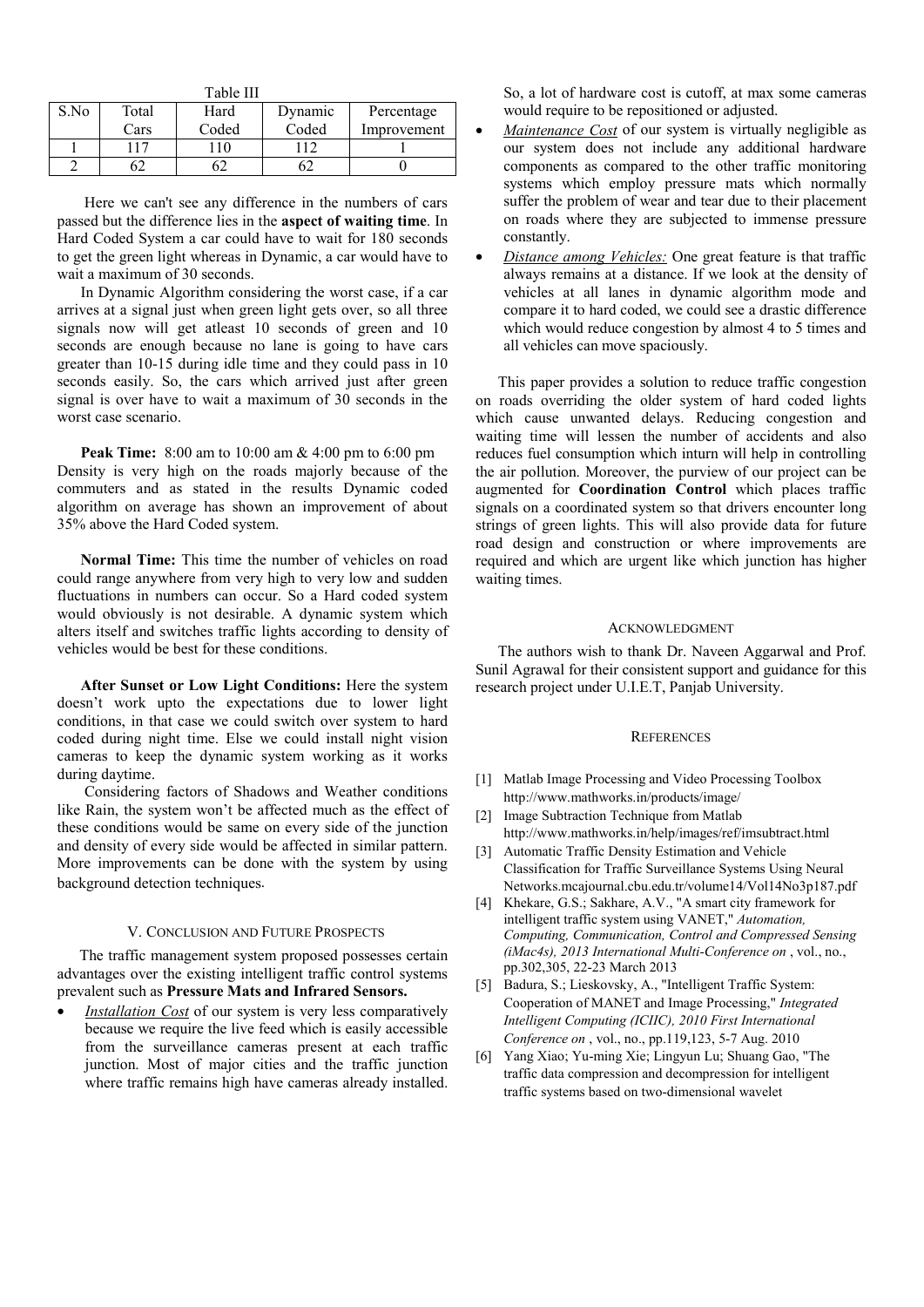Table III

| S.No | Total Cars | Hard Coded | Dynamic Coded | Percentage Improvement |
|---|---|---|---|---|
| 1 | 117 | 110 | 112 | 1 |
| 2 | 62 | 62 | 62 | 0 |

Here we can't see any difference in the numbers of cars passed but the difference lies in the **aspect of waiting time**. In Hard Coded System a car could have to wait for 180 seconds to get the green light whereas in Dynamic, a car would have to wait a maximum of 30 seconds.

In Dynamic Algorithm considering the worst case, if a car arrives at a signal just when green light gets over, so all three signals now will get atleast 10 seconds of green and 10 seconds are enough because no lane is going to have cars greater than 10-15 during idle time and they could pass in 10 seconds easily. So, the cars which arrived just after green signal is over have to wait a maximum of 30 seconds in the worst case scenario.

**Peak Time:** 8:00 am to 10:00 am & 4:00 pm to 6:00 pm Density is very high on the roads majorly because of the commuters and as stated in the results Dynamic coded algorithm on average has shown an improvement of about 35% above the Hard Coded system.

**Normal Time:** This time the number of vehicles on road could range anywhere from very high to very low and sudden fluctuations in numbers can occur. So a Hard coded system would obviously is not desirable. A dynamic system which alters itself and switches traffic lights according to density of vehicles would be best for these conditions.

**After Sunset or Low Light Conditions:** Here the system doesn't work upto the expectations due to lower light conditions, in that case we could switch over system to hard coded during night time. Else we could install night vision cameras to keep the dynamic system working as it works during daytime.

Considering factors of Shadows and Weather conditions like Rain, the system won't be affected much as the effect of these conditions would be same on every side of the junction and density of every side would be affected in similar pattern. More improvements can be done with the system by using background detection techniques.

## V. Conclusion and Future Prospects

The traffic management system proposed possesses certain advantages over the existing intelligent traffic control systems prevalent such as **Pressure Mats and Infrared Sensors.**

- *Installation Cost* of our system is very less comparatively because we require the live feed which is easily accessible from the surveillance cameras present at each traffic junction. Most of major cities and the traffic junction where traffic remains high have cameras already installed. So, a lot of hardware cost is cutoff, at max some cameras would require to be repositioned or adjusted.
- *Maintenance Cost* of our system is virtually negligible as our system does not include any additional hardware components as compared to the other traffic monitoring systems which employ pressure mats which normally suffer the problem of wear and tear due to their placement on roads where they are subjected to immense pressure constantly.
- *Distance among Vehicles:* One great feature is that traffic always remains at a distance. If we look at the density of vehicles at all lanes in dynamic algorithm mode and compare it to hard coded, we could see a drastic difference which would reduce congestion by almost 4 to 5 times and all vehicles can move spaciously.

This paper provides a solution to reduce traffic congestion on roads overriding the older system of hard coded lights which cause unwanted delays. Reducing congestion and waiting time will lessen the number of accidents and also reduces fuel consumption which inturn will help in controlling the air pollution. Moreover, the purview of our project can be augmented for **Coordination Control** which places traffic signals on a coordinated system so that drivers encounter long strings of green lights. This will also provide data for future road design and construction or where improvements are required and which are urgent like which junction has higher waiting times.

## Acknowledgment

The authors wish to thank Dr. Naveen Aggarwal and Prof. Sunil Agrawal for their consistent support and guidance for this research project under U.I.E.T, Panjab University.

## References

[1] Matlab Image Processing and Video Processing Toolbox http://www.mathworks.in/products/image/

[2] Image Subtraction Technique from Matlab http://www.mathworks.in/help/images/ref/imsubtract.html

[3] Automatic Traffic Density Estimation and Vehicle Classification for Traffic Surveillance Systems Using Neural Networks.mcajournal.cbu.edu.tr/volume14/Vol14No3p187.pdf

[4] Khekare, G.S.; Sakhare, A.V., "A smart city framework for intelligent traffic system using VANET," *Automation, Computing, Communication, Control and Compressed Sensing (iMac4s), 2013 International Multi-Conference on* , vol., no., pp.302,305, 22-23 March 2013

[5] Badura, S.; Lieskovsky, A., "Intelligent Traffic System: Cooperation of MANET and Image Processing," *Integrated Intelligent Computing (ICIIC), 2010 First International Conference on* , vol., no., pp.119,123, 5-7 Aug. 2010

[6] Yang Xiao; Yu-ming Xie; Lingyun Lu; Shuang Gao, "The traffic data compression and decompression for intelligent traffic systems based on two-dimensional wavelet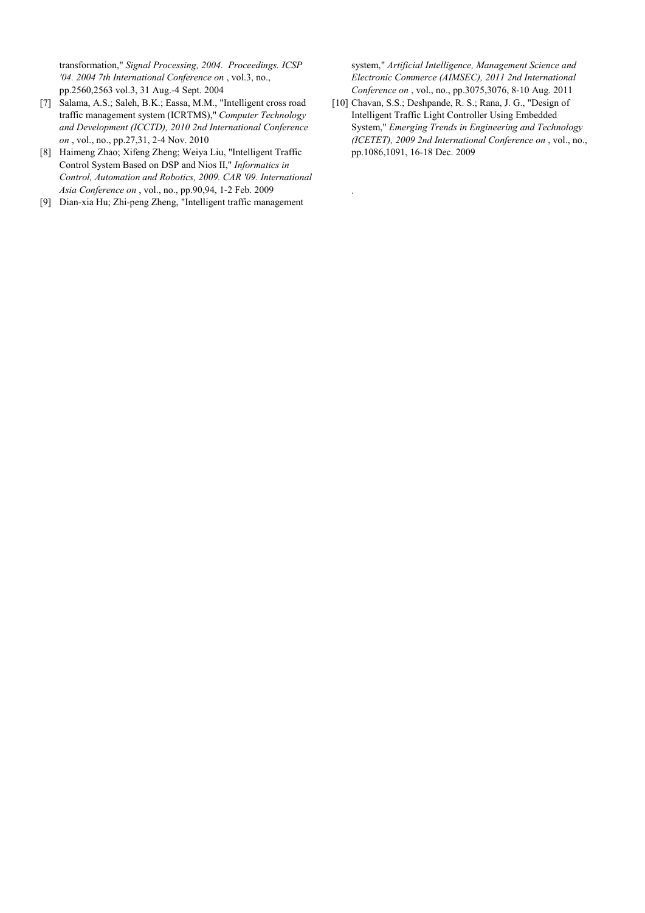transformation," *Signal Processing, 2004. Proceedings. ICSP '04. 2004 7th International Conference on* , vol.3, no., pp.2560,2563 vol.3, 31 Aug.-4 Sept. 2004

[7] Salama, A.S.; Saleh, B.K.; Eassa, M.M., "Intelligent cross road traffic management system (ICRTMS)," *Computer Technology and Development (ICCTD), 2010 2nd International Conference on* , vol., no., pp.27,31, 2-4 Nov. 2010

[8] Haimeng Zhao; Xifeng Zheng; Weiya Liu, "Intelligent Traffic Control System Based on DSP and Nios II," *Informatics in Control, Automation and Robotics, 2009. CAR '09. International Asia Conference on* , vol., no., pp.90,94, 1-2 Feb. 2009

[9] Dian-xia Hu; Zhi-peng Zheng, "Intelligent traffic management system," *Artificial Intelligence, Management Science and Electronic Commerce (AIMSEC), 2011 2nd International Conference on* , vol., no., pp.3075,3076, 8-10 Aug. 2011

[10] Chavan, S.S.; Deshpande, R. S.; Rana, J. G., "Design of Intelligent Traffic Light Controller Using Embedded System," *Emerging Trends in Engineering and Technology (ICETET), 2009 2nd International Conference on* , vol., no., pp.1086,1091, 16-18 Dec. 2009

.